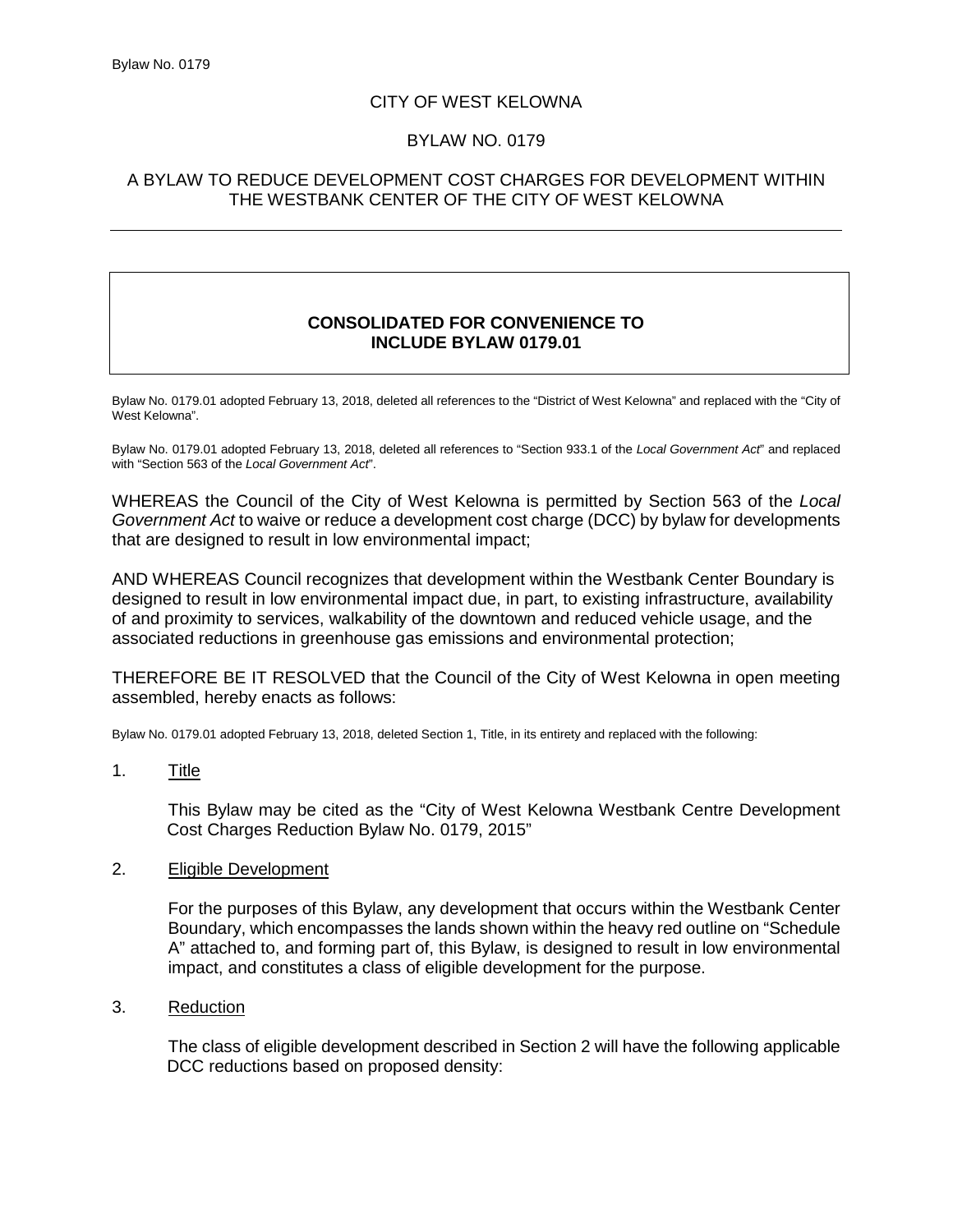CITY OF WEST KELOWNA

BYLAW NO. 0179

A BYLAW TO REDUCE DEVELOPMENT COST CHARGES FOR DEVELOPMENT WITHIN THE WESTBANK CENTER OF THE CITY OF WEST KELOWNA

---

**CONSOLIDATED FOR CONVENIENCE TO INCLUDE BYLAW 0179.01**

Bylaw No. 0179.01 adopted February 13, 2018, deleted all references to the “District of West Kelowna” and replaced with the “City of West Kelowna”.

Bylaw No. 0179.01 adopted February 13, 2018, deleted all references to “Section 933.1 of the *Local Government Act*” and replaced with “Section 563 of the *Local Government Act*”.

WHEREAS the Council of the City of West Kelowna is permitted by Section 563 of the *Local Government Act* to waive or reduce a development cost charge (DCC) by bylaw for developments that are designed to result in low environmental impact;

AND WHEREAS Council recognizes that development within the Westbank Center Boundary is designed to result in low environmental impact due, in part, to existing infrastructure, availability of and proximity to services, walkability of the downtown and reduced vehicle usage, and the associated reductions in greenhouse gas emissions and environmental protection;

THEREFORE BE IT RESOLVED that the Council of the City of West Kelowna in open meeting assembled, hereby enacts as follows:

Bylaw No. 0179.01 adopted February 13, 2018, deleted Section 1, Title, in its entirety and replaced with the following:

1. Title

   This Bylaw may be cited as the “City of West Kelowna Westbank Centre Development Cost Charges Reduction Bylaw No. 0179, 2015”

2. Eligible Development

   For the purposes of this Bylaw, any development that occurs within the Westbank Center Boundary, which encompasses the lands shown within the heavy red outline on “Schedule A” attached to, and forming part of, this Bylaw, is designed to result in low environmental impact, and constitutes a class of eligible development for the purpose.

3. Reduction

   The class of eligible development described in Section 2 will have the following applicable DCC reductions based on proposed density: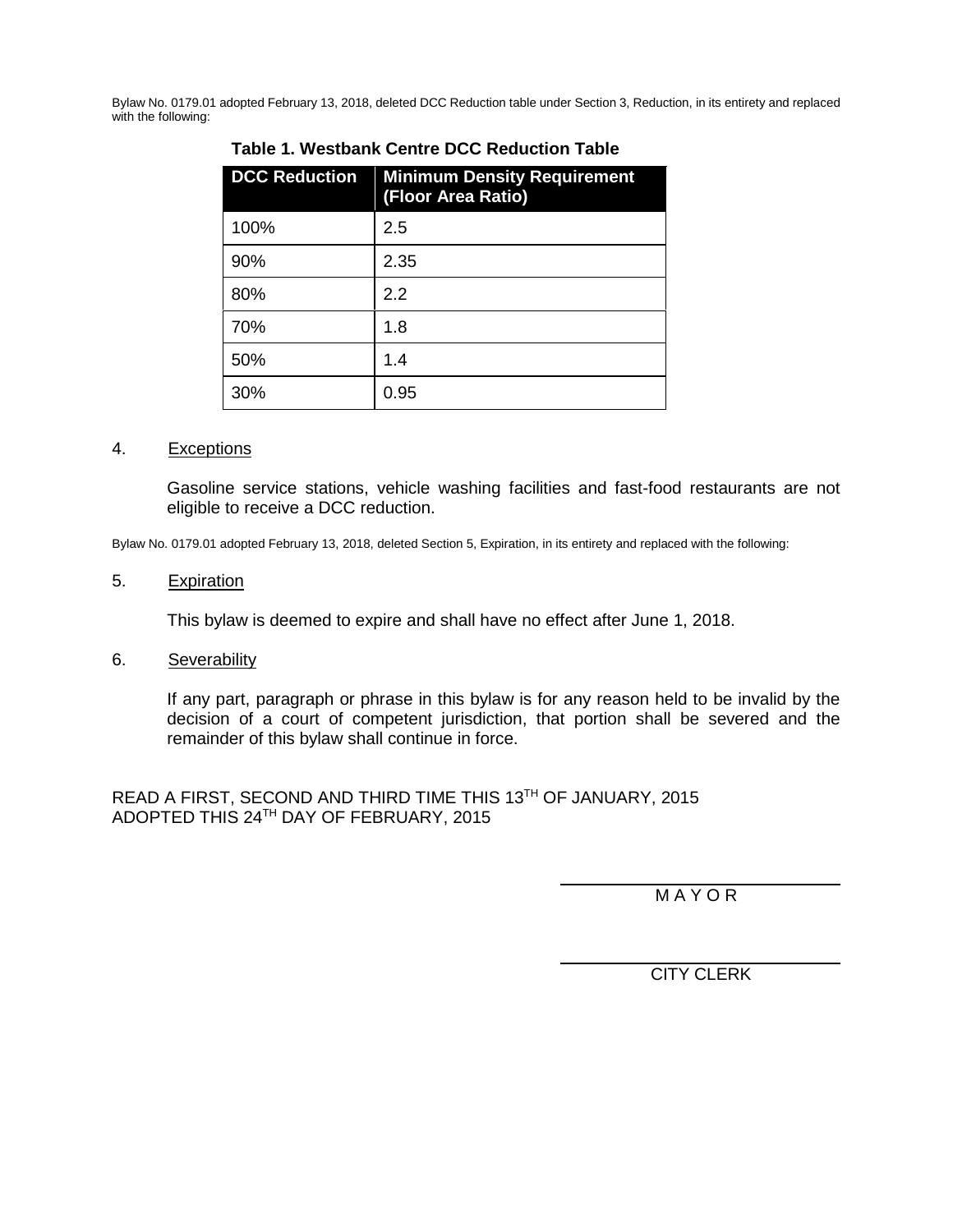Bylaw No. 0179.01 adopted February 13, 2018, deleted DCC Reduction table under Section 3, Reduction, in its entirety and replaced with the following:

**Table 1. Westbank Centre DCC Reduction Table**

| DCC Reduction | Minimum Density Requirement (Floor Area Ratio) |
|---|---|
| 100% | 2.5 |
| 90% | 2.35 |
| 80% | 2.2 |
| 70% | 1.8 |
| 50% | 1.4 |
| 30% | 0.95 |

4. Exceptions

Gasoline service stations, vehicle washing facilities and fast-food restaurants are not eligible to receive a DCC reduction.

Bylaw No. 0179.01 adopted February 13, 2018, deleted Section 5, Expiration, in its entirety and replaced with the following:

5. Expiration

This bylaw is deemed to expire and shall have no effect after June 1, 2018.

6. Severability

If any part, paragraph or phrase in this bylaw is for any reason held to be invalid by the decision of a court of competent jurisdiction, that portion shall be severed and the remainder of this bylaw shall continue in force.

READ A FIRST, SECOND AND THIRD TIME THIS 13TH OF JANUARY, 2015
ADOPTED THIS 24TH DAY OF FEBRUARY, 2015

M A Y O R

CITY CLERK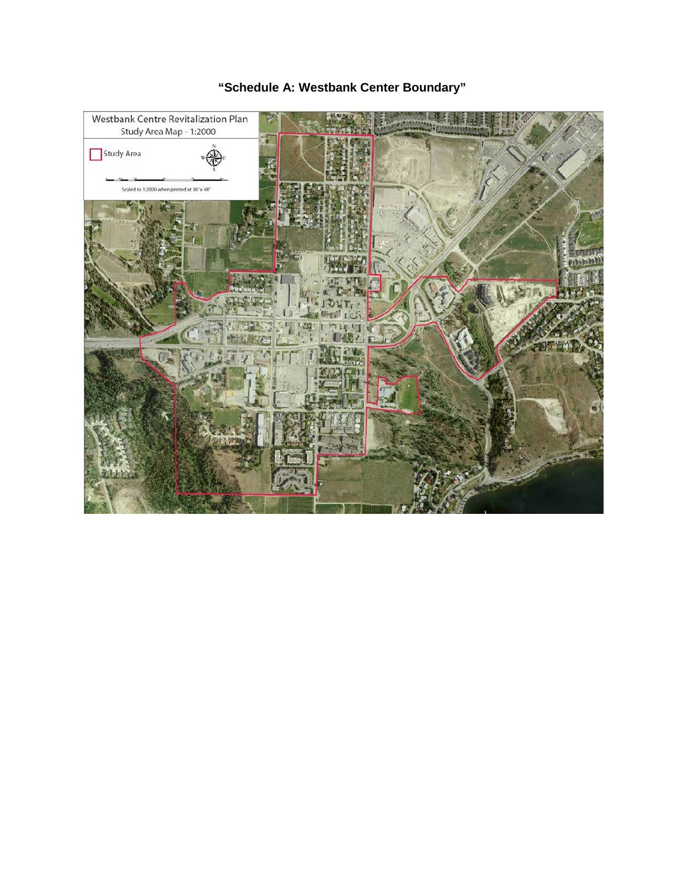**"Schedule A: Westbank Center Boundary"**

Westbank Centre Revitalization Plan
Study Area Map - 1:2000

Study Area

Scaled to 1:2000 when printed at 36"x 48"